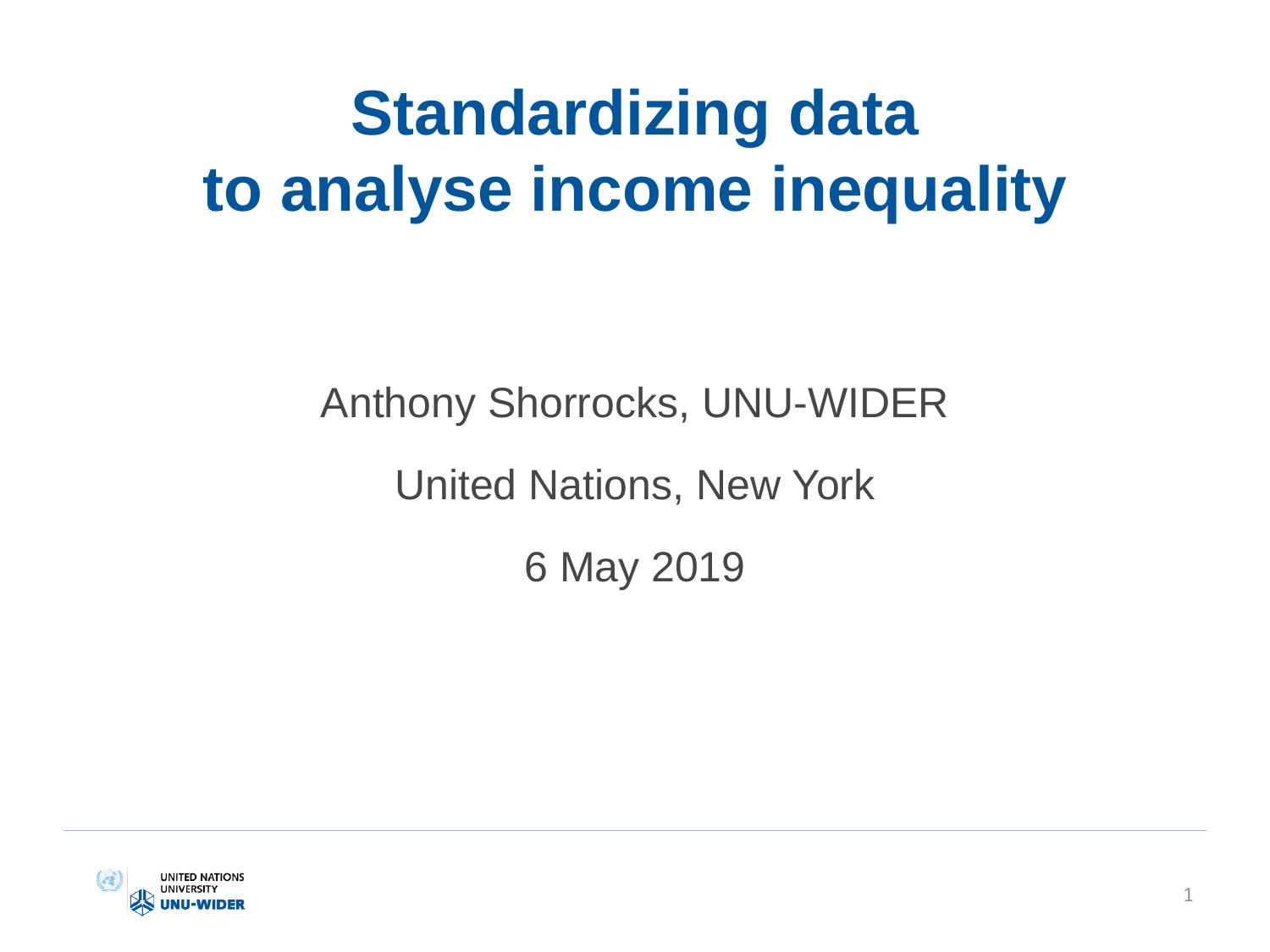# Standardizing data to analyse income inequality

Anthony Shorrocks, UNU-WIDER

United Nations, New York

6 May 2019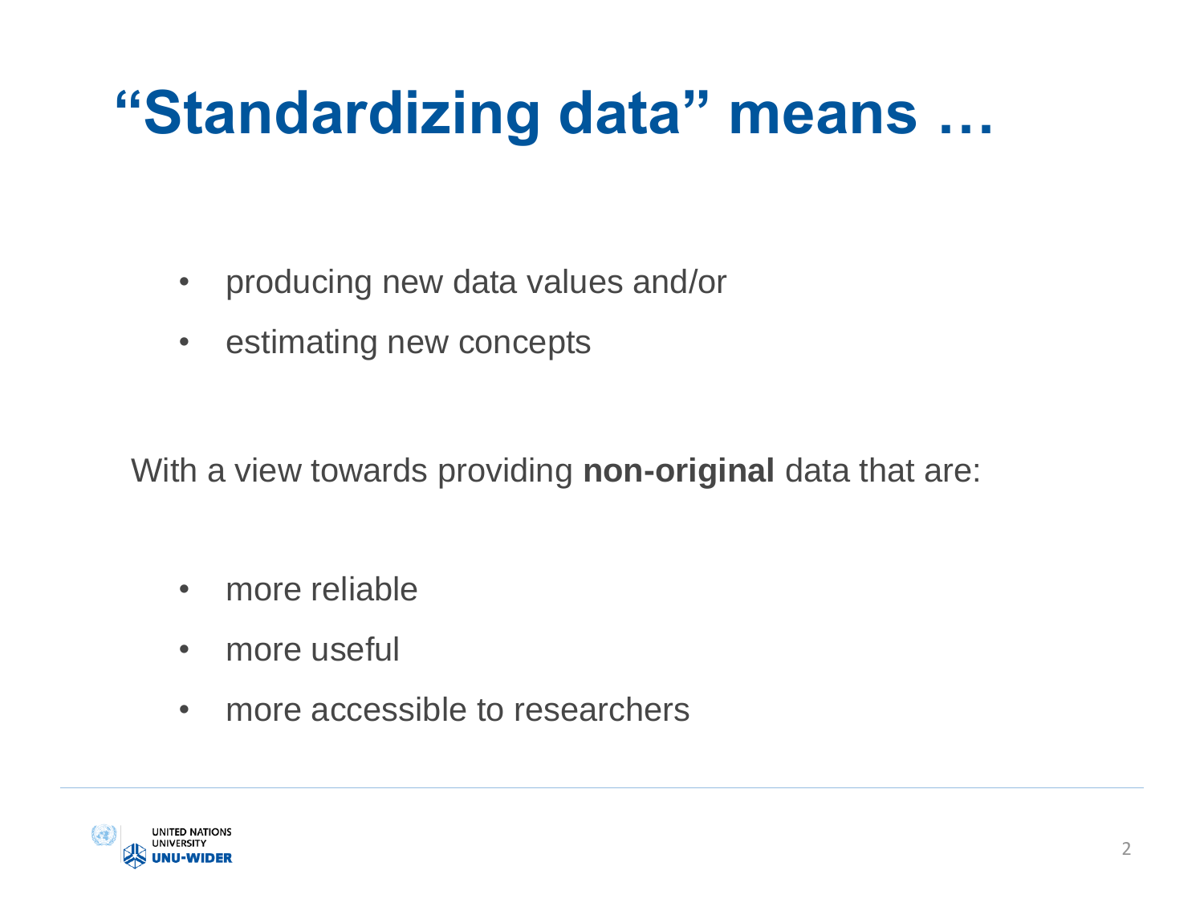# "Standardizing data" means …

- producing new data values and/or
- estimating new concepts

With a view towards providing **non-original** data that are:

- more reliable
- more useful
- more accessible to researchers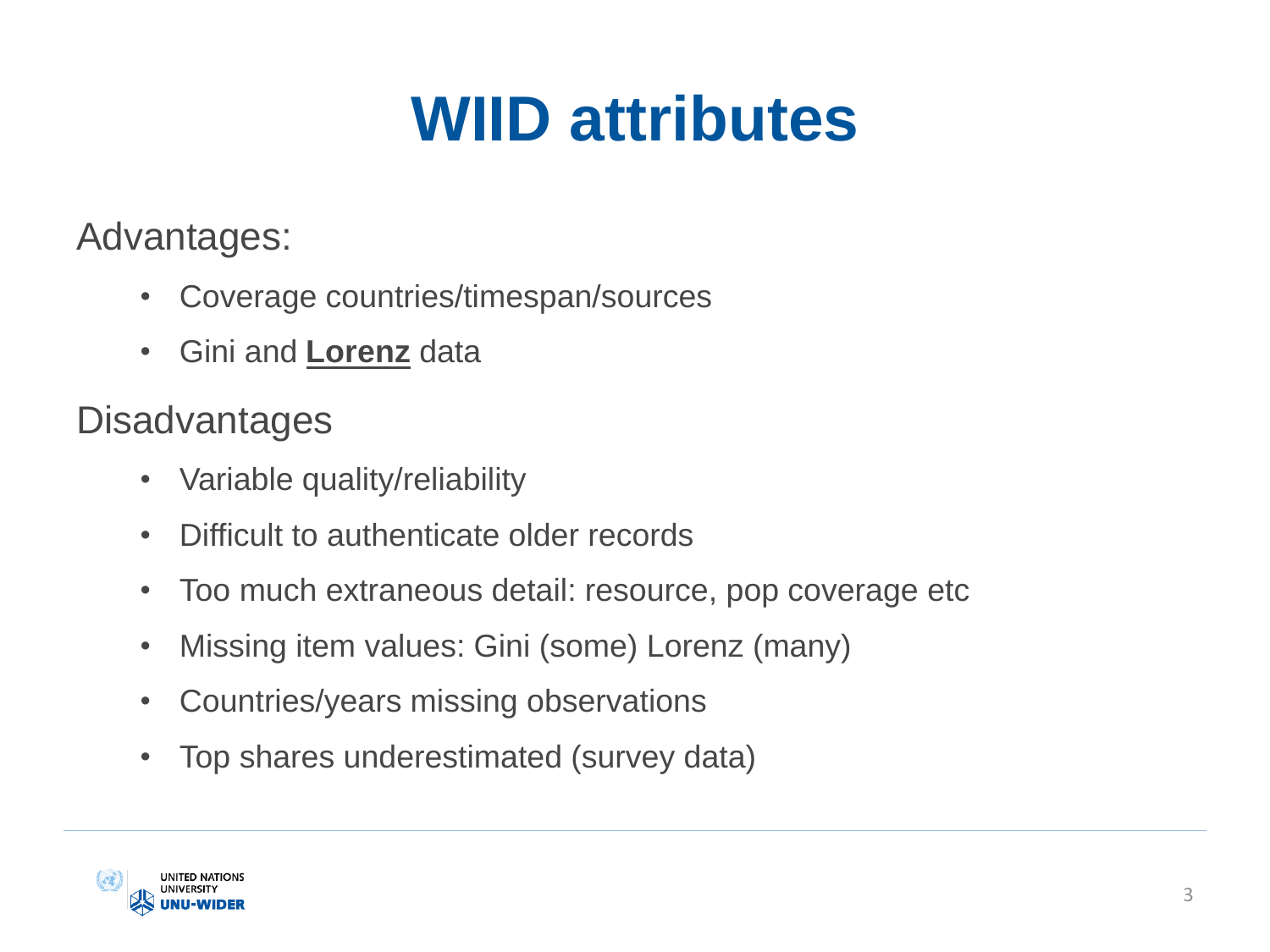# WIID attributes

Advantages:

- Coverage countries/timespan/sources
- Gini and **Lorenz** data

Disadvantages

- Variable quality/reliability
- Difficult to authenticate older records
- Too much extraneous detail: resource, pop coverage etc
- Missing item values: Gini (some) Lorenz (many)
- Countries/years missing observations
- Top shares underestimated (survey data)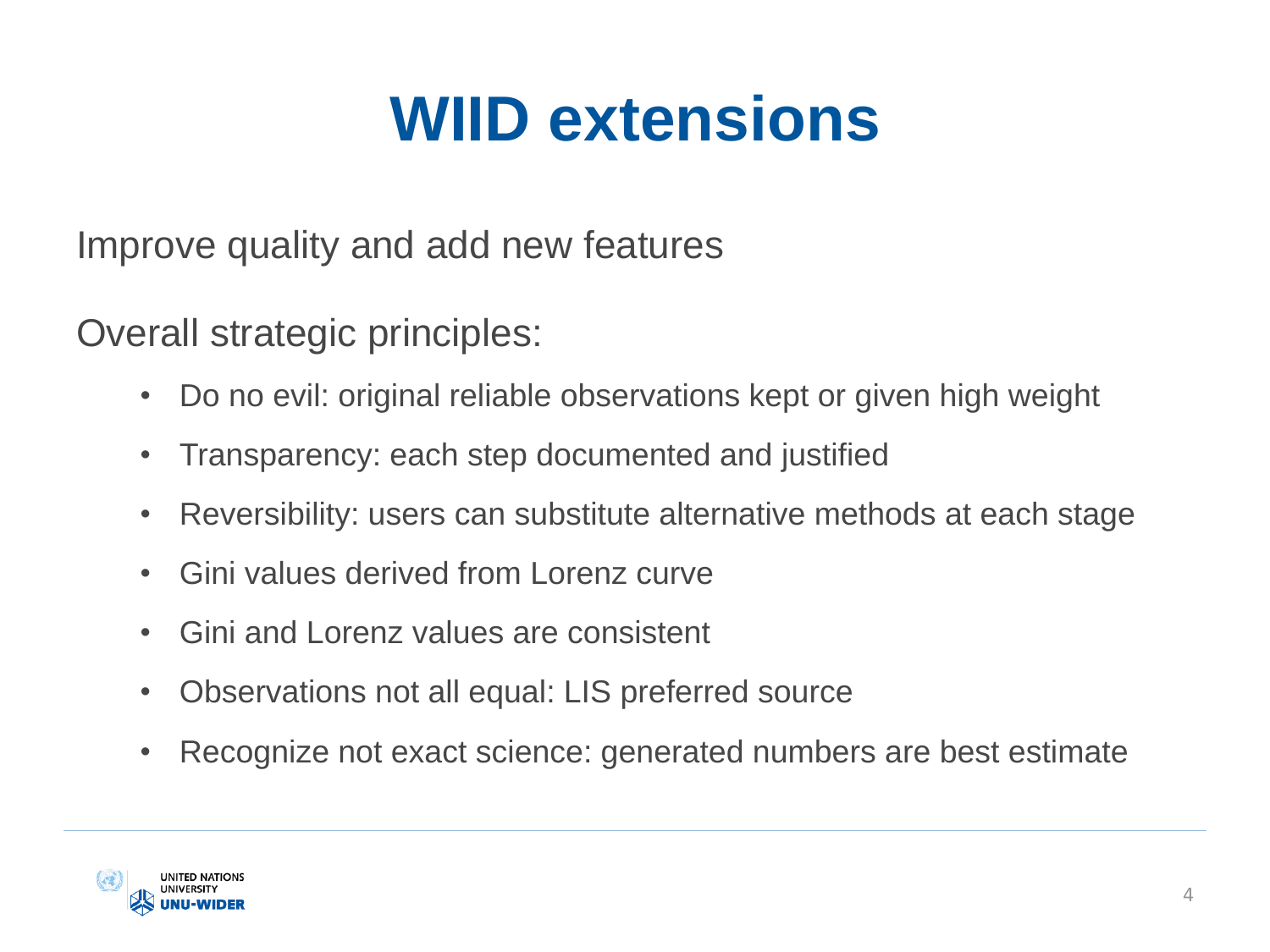# WIID extensions

Improve quality and add new features

Overall strategic principles:

- Do no evil: original reliable observations kept or given high weight
- Transparency: each step documented and justified
- Reversibility: users can substitute alternative methods at each stage
- Gini values derived from Lorenz curve
- Gini and Lorenz values are consistent
- Observations not all equal: LIS preferred source
- Recognize not exact science: generated numbers are best estimate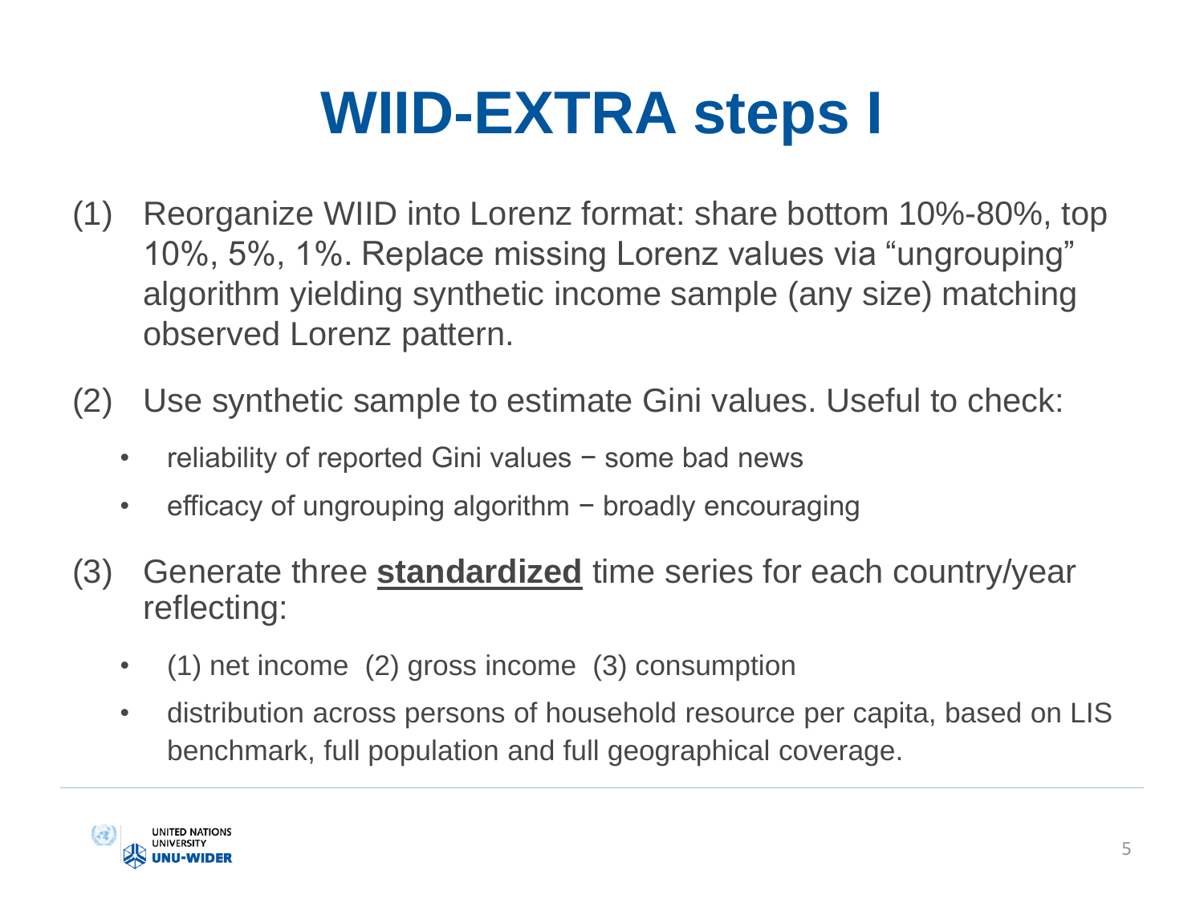# WIID-EXTRA steps I

(1) Reorganize WIID into Lorenz format: share bottom 10%-80%, top 10%, 5%, 1%. Replace missing Lorenz values via "ungrouping" algorithm yielding synthetic income sample (any size) matching observed Lorenz pattern.

(2) Use synthetic sample to estimate Gini values. Useful to check:

- reliability of reported Gini values − some bad news
- efficacy of ungrouping algorithm − broadly encouraging

(3) Generate three **standardized** time series for each country/year reflecting:

- (1) net income (2) gross income (3) consumption
- distribution across persons of household resource per capita, based on LIS benchmark, full population and full geographical coverage.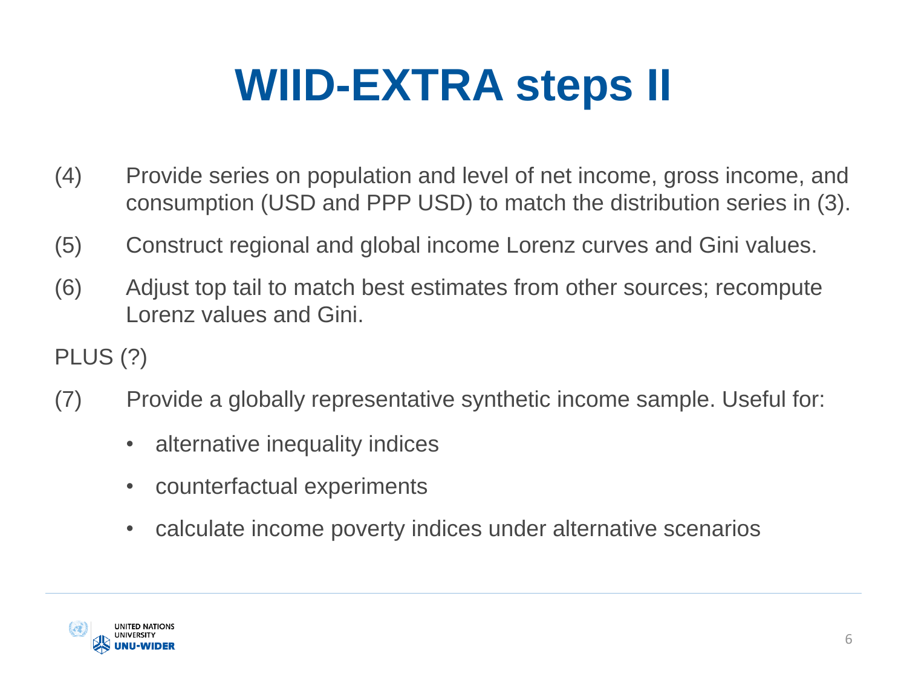# WIID-EXTRA steps II

(4) Provide series on population and level of net income, gross income, and consumption (USD and PPP USD) to match the distribution series in (3).

(5) Construct regional and global income Lorenz curves and Gini values.

(6) Adjust top tail to match best estimates from other sources; recompute Lorenz values and Gini.

PLUS (?)

(7) Provide a globally representative synthetic income sample. Useful for:

- alternative inequality indices
- counterfactual experiments
- calculate income poverty indices under alternative scenarios